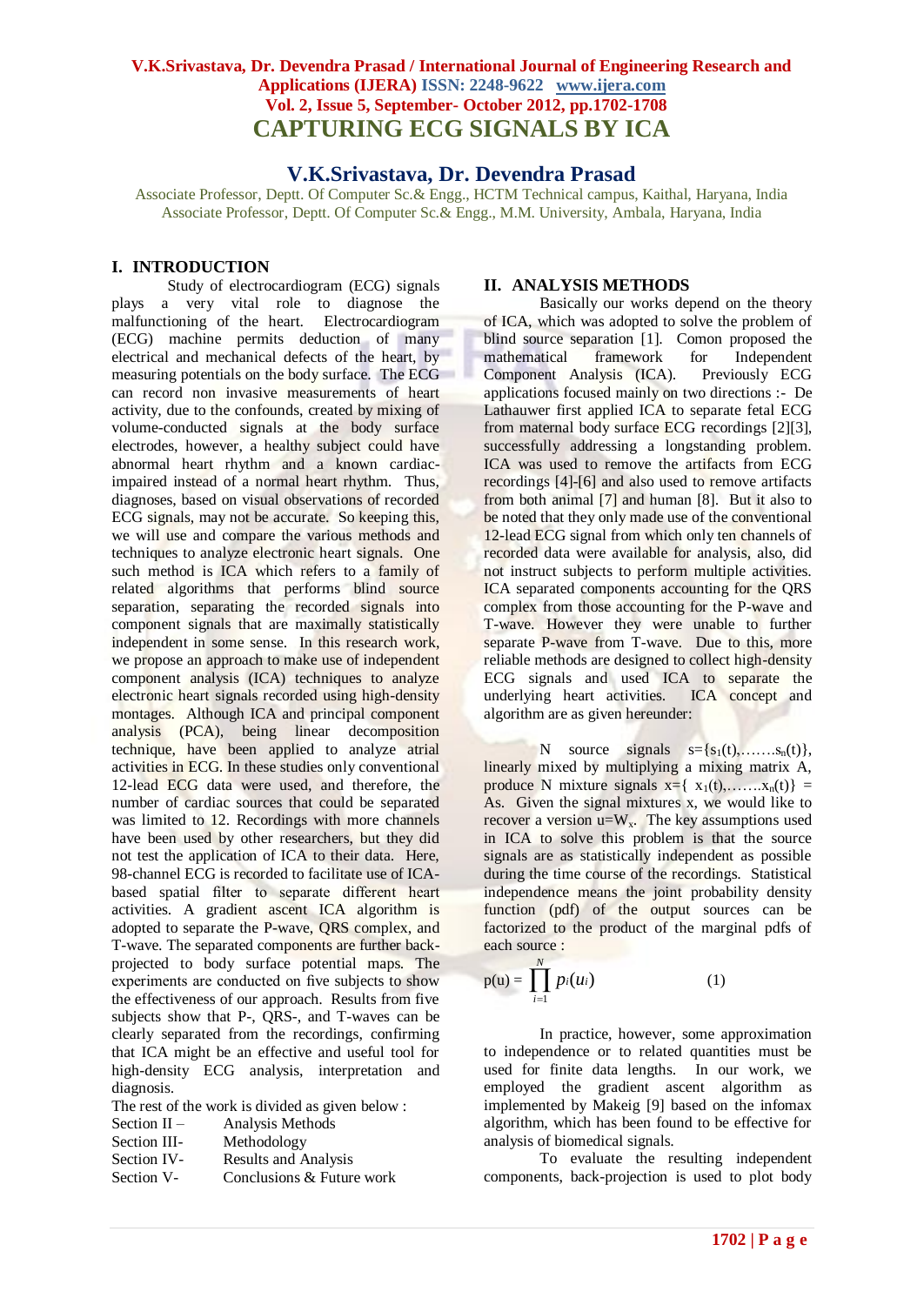# CAPTURING ECG SIGNALS BY ICA

## V.K.Srivastava, Dr. Devendra Prasad

Associate Professor, Deptt. Of Computer Sc.& Engg., HCTM Technical campus, Kaithal, Haryana, India
Associate Professor, Deptt. Of Computer Sc.& Engg., M.M. University, Ambala, Haryana, India

## I. INTRODUCTION

Study of electrocardiogram (ECG) signals plays a very vital role to diagnose the malfunctioning of the heart. Electrocardiogram (ECG) machine permits deduction of many electrical and mechanical defects of the heart, by measuring potentials on the body surface. The ECG can record non invasive measurements of heart activity, due to the confounds, created by mixing of volume-conducted signals at the body surface electrodes, however, a healthy subject could have abnormal heart rhythm and a known cardiac-impaired instead of a normal heart rhythm. Thus, diagnoses, based on visual observations of recorded ECG signals, may not be accurate. So keeping this, we will use and compare the various methods and techniques to analyze electronic heart signals. One such method is ICA which refers to a family of related algorithms that performs blind source separation, separating the recorded signals into component signals that are maximally statistically independent in some sense. In this research work, we propose an approach to make use of independent component analysis (ICA) techniques to analyze electronic heart signals recorded using high-density montages. Although ICA and principal component analysis (PCA), being linear decomposition technique, have been applied to analyze atrial activities in ECG. In these studies only conventional 12-lead ECG data were used, and therefore, the number of cardiac sources that could be separated was limited to 12. Recordings with more channels have been used by other researchers, but they did not test the application of ICA to their data. Here, 98-channel ECG is recorded to facilitate use of ICA-based spatial filter to separate different heart activities. A gradient ascent ICA algorithm is adopted to separate the P-wave, QRS complex, and T-wave. The separated components are further back-projected to body surface potential maps. The experiments are conducted on five subjects to show the effectiveness of our approach. Results from five subjects show that P-, QRS-, and T-waves can be clearly separated from the recordings, confirming that ICA might be an effective and useful tool for high-density ECG analysis, interpretation and diagnosis.

The rest of the work is divided as given below :

Section II – Analysis Methods
Section III- Methodology
Section IV- Results and Analysis
Section V- Conclusions & Future work

## II. ANALYSIS METHODS

Basically our works depend on the theory of ICA, which was adopted to solve the problem of blind source separation [1]. Comon proposed the mathematical framework for Independent Component Analysis (ICA). Previously ECG applications focused mainly on two directions :- De Lathauwer first applied ICA to separate fetal ECG from maternal body surface ECG recordings [2][3], successfully addressing a longstanding problem. ICA was used to remove the artifacts from ECG recordings [4]-[6] and also used to remove artifacts from both animal [7] and human [8]. But it also to be noted that they only made use of the conventional 12-lead ECG signal from which only ten channels of recorded data were available for analysis, also, did not instruct subjects to perform multiple activities. ICA separated components accounting for the QRS complex from those accounting for the P-wave and T-wave. However they were unable to further separate P-wave from T-wave. Due to this, more reliable methods are designed to collect high-density ECG signals and used ICA to separate the underlying heart activities. ICA concept and algorithm are as given hereunder:

N source signals $s=\{s_1(t),\ldots\ldots.s_n(t)\}$, linearly mixed by multiplying a mixing matrix A, produce N mixture signals $x=\{\ x_1(t),\ldots\ldots.x_n(t)\} =$ As. Given the signal mixtures x, we would like to recover a version $u=W_x$. The key assumptions used in ICA to solve this problem is that the source signals are as statistically independent as possible during the time course of the recordings. Statistical independence means the joint probability density function (pdf) of the output sources can be factorized to the product of the marginal pdfs of each source :

$$p(u) = \prod_{i=1}^{N} p_i(u_i) \qquad (1)$$

In practice, however, some approximation to independence or to related quantities must be used for finite data lengths. In our work, we employed the gradient ascent algorithm as implemented by Makeig [9] based on the infomax algorithm, which has been found to be effective for analysis of biomedical signals.

To evaluate the resulting independent components, back-projection is used to plot body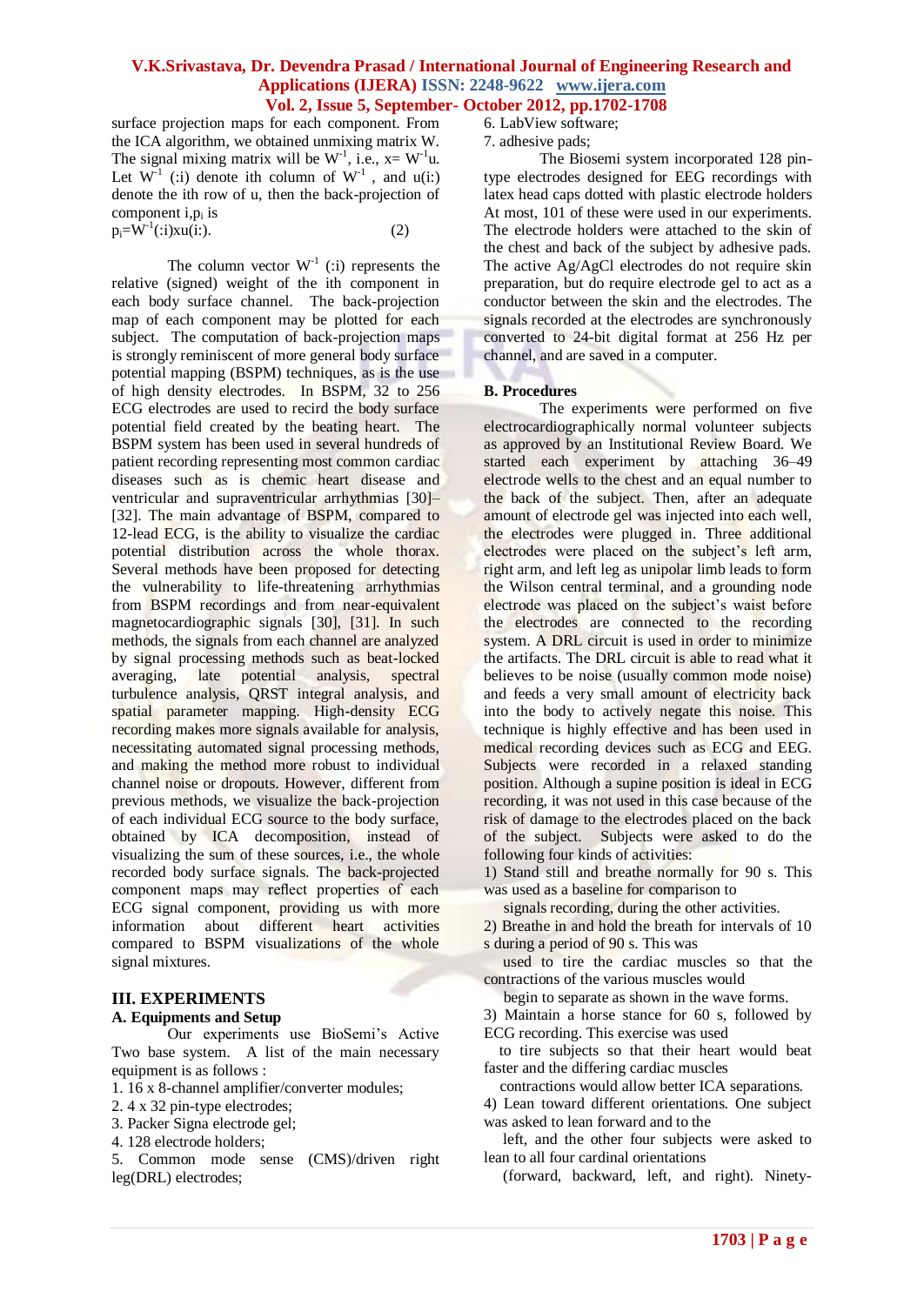surface projection maps for each component. From the ICA algorithm, we obtained unmixing matrix W. The signal mixing matrix will be $W^{-1}$, i.e., $x= W^{-1}u$. Let $W^{-1}$ (:i) denote ith column of $W^{-1}$ , and u(i:) denote the ith row of u, then the back-projection of component i,$p_i$ is

$$p_i=W^{-1}(:i)xu(i:). \quad (2)$$

The column vector $W^{-1}$ (:i) represents the relative (signed) weight of the ith component in each body surface channel. The back-projection map of each component may be plotted for each subject. The computation of back-projection maps is strongly reminiscent of more general body surface potential mapping (BSPM) techniques, as is the use of high density electrodes. In BSPM, 32 to 256 ECG electrodes are used to recird the body surface potential field created by the beating heart. The BSPM system has been used in several hundreds of patient recording representing most common cardiac diseases such as is chemic heart disease and ventricular and supraventricular arrhythmias [30]–[32]. The main advantage of BSPM, compared to 12-lead ECG, is the ability to visualize the cardiac potential distribution across the whole thorax. Several methods have been proposed for detecting the vulnerability to life-threatening arrhythmias from BSPM recordings and from near-equivalent magnetocardiographic signals [30], [31]. In such methods, the signals from each channel are analyzed by signal processing methods such as beat-locked averaging, late potential analysis, spectral turbulence analysis, QRST integral analysis, and spatial parameter mapping. High-density ECG recording makes more signals available for analysis, necessitating automated signal processing methods, and making the method more robust to individual channel noise or dropouts. However, different from previous methods, we visualize the back-projection of each individual ECG source to the body surface, obtained by ICA decomposition, instead of visualizing the sum of these sources, i.e., the whole recorded body surface signals. The back-projected component maps may reflect properties of each ECG signal component, providing us with more information about different heart activities compared to BSPM visualizations of the whole signal mixtures.

## III. EXPERIMENTS

### A. Equipments and Setup

Our experiments use BioSemi's Active Two base system. A list of the main necessary equipment is as follows :

1. 16 x 8-channel amplifier/converter modules;
2. 4 x 32 pin-type electrodes;
3. Packer Signa electrode gel;
4. 128 electrode holders;
5. Common mode sense (CMS)/driven right leg(DRL) electrodes;
6. LabView software;
7. adhesive pads;

The Biosemi system incorporated 128 pin-type electrodes designed for EEG recordings with latex head caps dotted with plastic electrode holders At most, 101 of these were used in our experiments. The electrode holders were attached to the skin of the chest and back of the subject by adhesive pads. The active Ag/AgCl electrodes do not require skin preparation, but do require electrode gel to act as a conductor between the skin and the electrodes. The signals recorded at the electrodes are synchronously converted to 24-bit digital format at 256 Hz per channel, and are saved in a computer.

### B. Procedures

The experiments were performed on five electrocardiographically normal volunteer subjects as approved by an Institutional Review Board. We started each experiment by attaching 36–49 electrode wells to the chest and an equal number to the back of the subject. Then, after an adequate amount of electrode gel was injected into each well, the electrodes were plugged in. Three additional electrodes were placed on the subject's left arm, right arm, and left leg as unipolar limb leads to form the Wilson central terminal, and a grounding node electrode was placed on the subject's waist before the electrodes are connected to the recording system. A DRL circuit is used in order to minimize the artifacts. The DRL circuit is able to read what it believes to be noise (usually common mode noise) and feeds a very small amount of electricity back into the body to actively negate this noise. This technique is highly effective and has been used in medical recording devices such as ECG and EEG. Subjects were recorded in a relaxed standing position. Although a supine position is ideal in ECG recording, it was not used in this case because of the risk of damage to the electrodes placed on the back of the subject. Subjects were asked to do the following four kinds of activities:

1) Stand still and breathe normally for 90 s. This was used as a baseline for comparison to signals recording, during the other activities.

2) Breathe in and hold the breath for intervals of 10 s during a period of 90 s. This was used to tire the cardiac muscles so that the contractions of the various muscles would begin to separate as shown in the wave forms.

3) Maintain a horse stance for 60 s, followed by ECG recording. This exercise was used to tire subjects so that their heart would beat faster and the differing cardiac muscles contractions would allow better ICA separations.

4) Lean toward different orientations. One subject was asked to lean forward and to the left, and the other four subjects were asked to lean to all four cardinal orientations (forward, backward, left, and right). Ninety-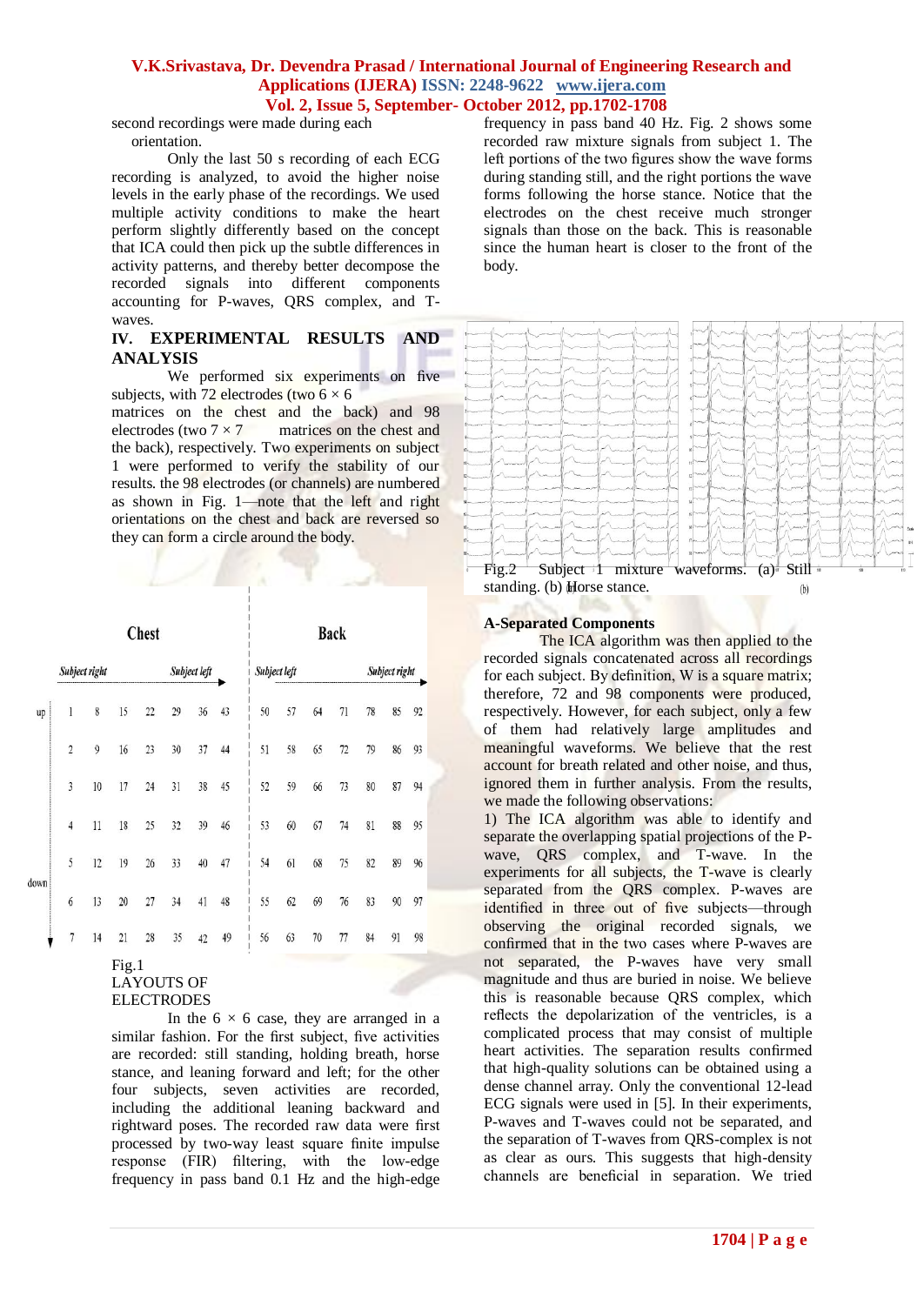second recordings were made during each orientation.

Only the last 50 s recording of each ECG recording is analyzed, to avoid the higher noise levels in the early phase of the recordings. We used multiple activity conditions to make the heart perform slightly differently based on the concept that ICA could then pick up the subtle differences in activity patterns, and thereby better decompose the recorded signals into different components accounting for P-waves, QRS complex, and T-waves.

## IV. EXPERIMENTAL RESULTS AND ANALYSIS

We performed six experiments on five subjects, with 72 electrodes (two 6 × 6 matrices on the chest and the back) and 98 electrodes (two 7 × 7 matrices on the chest and the back), respectively. Two experiments on subject 1 were performed to verify the stability of our results. the 98 electrodes (or channels) are numbered as shown in Fig. 1—note that the left and right orientations on the chest and back are reversed so they can form a circle around the body.

| | Chest | | | | | | | Back | | | | | | |
|---|---|---|---|---|---|---|---|---|---|---|---|---|---|---|
| | Subject right | | | | | | Subject left | Subject left | | | | | | Subject right |
| up | 1 | 8 | 15 | 22 | 29 | 36 | 43 | 50 | 57 | 64 | 71 | 78 | 85 | 92 |
| | 2 | 9 | 16 | 23 | 30 | 37 | 44 | 51 | 58 | 65 | 72 | 79 | 86 | 93 |
| | 3 | 10 | 17 | 24 | 31 | 38 | 45 | 52 | 59 | 66 | 73 | 80 | 87 | 94 |
| | 4 | 11 | 18 | 25 | 32 | 39 | 46 | 53 | 60 | 67 | 74 | 81 | 88 | 95 |
| | 5 | 12 | 19 | 26 | 33 | 40 | 47 | 54 | 61 | 68 | 75 | 82 | 89 | 96 |
| down | 6 | 13 | 20 | 27 | 34 | 41 | 48 | 55 | 62 | 69 | 76 | 83 | 90 | 97 |
| | 7 | 14 | 21 | 28 | 35 | 42 | 49 | 56 | 63 | 70 | 77 | 84 | 91 | 98 |

Fig.1
LAYOUTS OF ELECTRODES

In the 6 × 6 case, they are arranged in a similar fashion. For the first subject, five activities are recorded: still standing, holding breath, horse stance, and leaning forward and left; for the other four subjects, seven activities are recorded, including the additional leaning backward and rightward poses. The recorded raw data were first processed by two-way least square finite impulse response (FIR) filtering, with the low-edge frequency in pass band 0.1 Hz and the high-edge frequency in pass band 40 Hz. Fig. 2 shows some recorded raw mixture signals from subject 1. The left portions of the two figures show the wave forms during standing still, and the right portions the wave forms following the horse stance. Notice that the electrodes on the chest receive much stronger signals than those on the back. This is reasonable since the human heart is closer to the front of the body.

Fig.2 Subject 1 mixture waveforms. (a) Still standing. (b) Horse stance.

### A-Separated Components

The ICA algorithm was then applied to the recorded signals concatenated across all recordings for each subject. By definition, W is a square matrix; therefore, 72 and 98 components were produced, respectively. However, for each subject, only a few of them had relatively large amplitudes and meaningful waveforms. We believe that the rest account for breath related and other noise, and thus, ignored them in further analysis. From the results, we made the following observations:

1) The ICA algorithm was able to identify and separate the overlapping spatial projections of the P-wave, QRS complex, and T-wave. In the experiments for all subjects, the T-wave is clearly separated from the QRS complex. P-waves are identified in three out of five subjects—through observing the original recorded signals, we confirmed that in the two cases where P-waves are not separated, the P-waves have very small magnitude and thus are buried in noise. We believe this is reasonable because QRS complex, which reflects the depolarization of the ventricles, is a complicated process that may consist of multiple heart activities. The separation results confirmed that high-quality solutions can be obtained using a dense channel array. Only the conventional 12-lead ECG signals were used in [5]. In their experiments, P-waves and T-waves could not be separated, and the separation of T-waves from QRS-complex is not as clear as ours. This suggests that high-density channels are beneficial in separation. We tried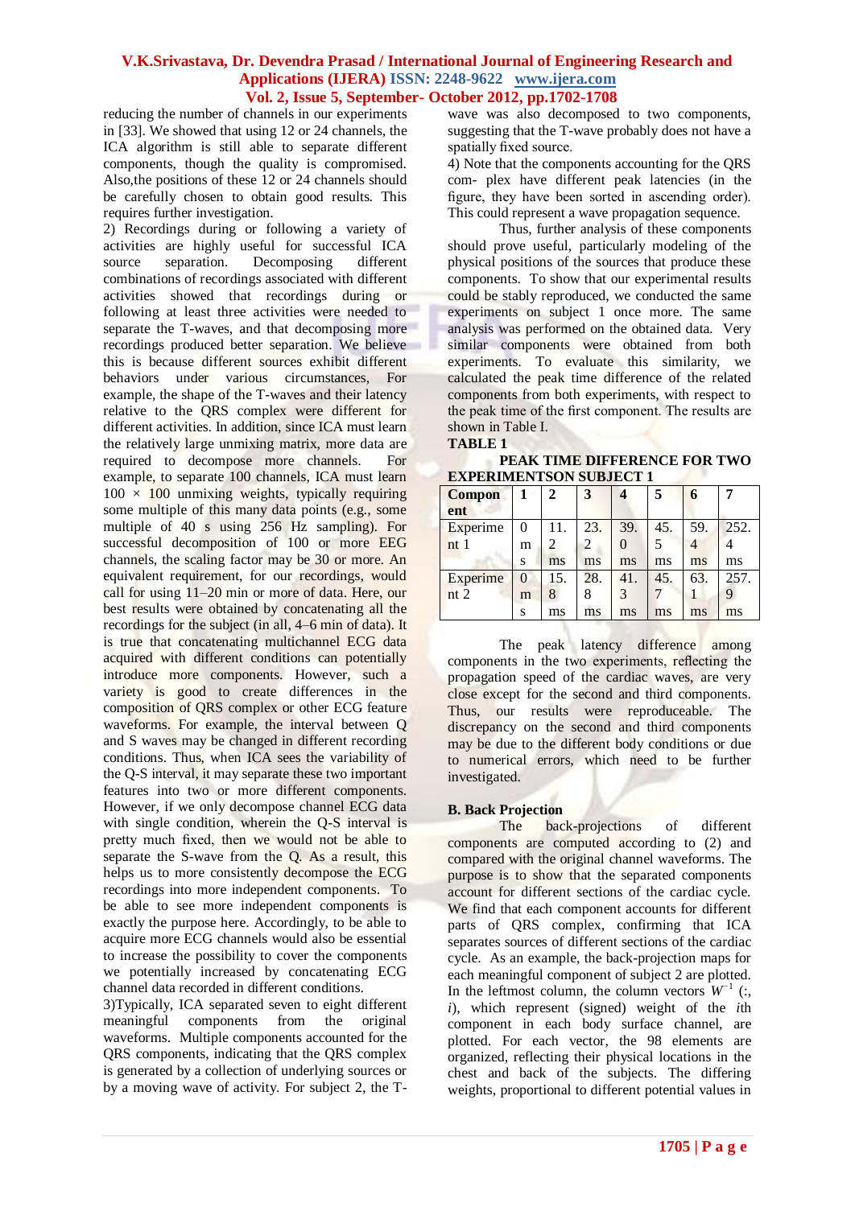reducing the number of channels in our experiments in [33]. We showed that using 12 or 24 channels, the ICA algorithm is still able to separate different components, though the quality is compromised. Also,the positions of these 12 or 24 channels should be carefully chosen to obtain good results. This requires further investigation.

2) Recordings during or following a variety of activities are highly useful for successful ICA source separation. Decomposing different combinations of recordings associated with different activities showed that recordings during or following at least three activities were needed to separate the T-waves, and that decomposing more recordings produced better separation. We believe this is because different sources exhibit different behaviors under various circumstances, For example, the shape of the T-waves and their latency relative to the QRS complex were different for different activities. In addition, since ICA must learn the relatively large unmixing matrix, more data are required to decompose more channels. For example, to separate 100 channels, ICA must learn 100 × 100 unmixing weights, typically requiring some multiple of this many data points (e.g., some multiple of 40 s using 256 Hz sampling). For successful decomposition of 100 or more EEG channels, the scaling factor may be 30 or more. An equivalent requirement, for our recordings, would call for using 11–20 min or more of data. Here, our best results were obtained by concatenating all the recordings for the subject (in all, 4–6 min of data). It is true that concatenating multichannel ECG data acquired with different conditions can potentially introduce more components. However, such a variety is good to create differences in the composition of QRS complex or other ECG feature waveforms. For example, the interval between Q and S waves may be changed in different recording conditions. Thus, when ICA sees the variability of the Q-S interval, it may separate these two important features into two or more different components. However, if we only decompose channel ECG data with single condition, wherein the Q-S interval is pretty much fixed, then we would not be able to separate the S-wave from the Q. As a result, this helps us to more consistently decompose the ECG recordings into more independent components. To be able to see more independent components is exactly the purpose here. Accordingly, to be able to acquire more ECG channels would also be essential to increase the possibility to cover the components we potentially increased by concatenating ECG channel data recorded in different conditions.

3)Typically, ICA separated seven to eight different meaningful components from the original waveforms. Multiple components accounted for the QRS components, indicating that the QRS complex is generated by a collection of underlying sources or by a moving wave of activity. For subject 2, the T-wave was also decomposed to two components, suggesting that the T-wave probably does not have a spatially fixed source.

4) Note that the components accounting for the QRS com- plex have different peak latencies (in the figure, they have been sorted in ascending order). This could represent a wave propagation sequence.

Thus, further analysis of these components should prove useful, particularly modeling of the physical positions of the sources that produce these components. To show that our experimental results could be stably reproduced, we conducted the same experiments on subject 1 once more. The same analysis was performed on the obtained data. Very similar components were obtained from both experiments. To evaluate this similarity, we calculated the peak time difference of the related components from both experiments, with respect to the peak time of the first component. The results are shown in Table I.

**TABLE 1**

**PEAK TIME DIFFERENCE FOR TWO EXPERIMENTSON SUBJECT 1**

| Component | 1 | 2 | 3 | 4 | 5 | 6 | 7 |
|---|---|---|---|---|---|---|---|
| Experiment 1 | 0 ms | 11.2 ms | 23.2 ms | 39.0 ms | 45.5 ms | 59.4 ms | 252.4 ms |
| Experiment 2 | 0 ms | 15.8 ms | 28.8 ms | 41.3 ms | 45.7 ms | 63.1 ms | 257.9 ms |

The peak latency difference among components in the two experiments, reflecting the propagation speed of the cardiac waves, are very close except for the second and third components. Thus, our results were reproduceable. The discrepancy on the second and third components may be due to the different body conditions or due to numerical errors, which need to be further investigated.

### B. Back Projection

The back-projections of different components are computed according to (2) and compared with the original channel waveforms. The purpose is to show that the separated components account for different sections of the cardiac cycle. We find that each component accounts for different parts of QRS complex, confirming that ICA separates sources of different sections of the cardiac cycle. As an example, the back-projection maps for each meaningful component of subject 2 are plotted. In the leftmost column, the column vectors $W^{-1}$ (:, $i$), which represent (signed) weight of the $i$th component in each body surface channel, are plotted. For each vector, the 98 elements are organized, reflecting their physical locations in the chest and back of the subjects. The differing weights, proportional to different potential values in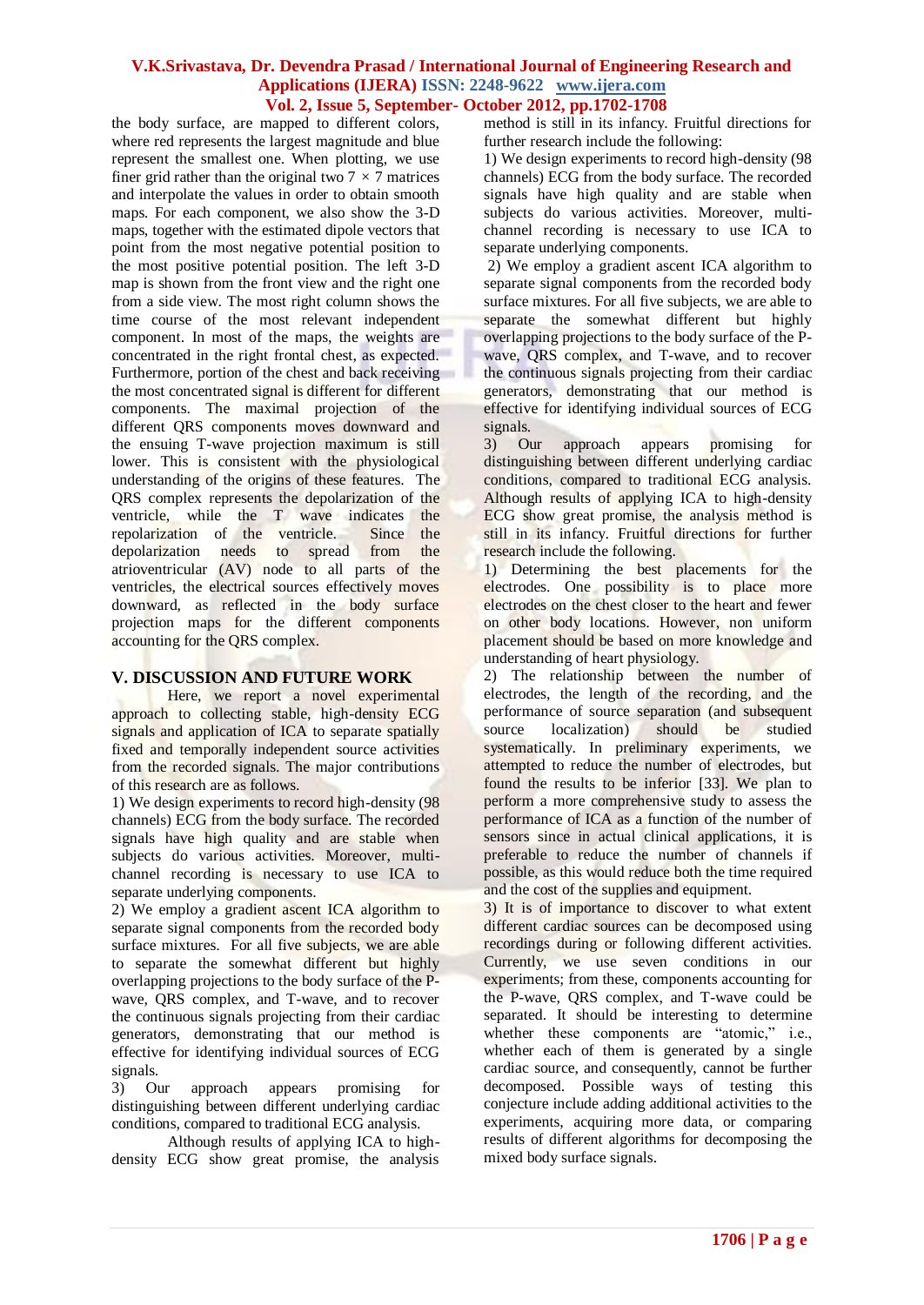the body surface, are mapped to different colors, where red represents the largest magnitude and blue represent the smallest one. When plotting, we use finer grid rather than the original two $7 \times 7$ matrices and interpolate the values in order to obtain smooth maps. For each component, we also show the 3-D maps, together with the estimated dipole vectors that point from the most negative potential position to the most positive potential position. The left 3-D map is shown from the front view and the right one from a side view. The most right column shows the time course of the most relevant independent component. In most of the maps, the weights are concentrated in the right frontal chest, as expected. Furthermore, portion of the chest and back receiving the most concentrated signal is different for different components. The maximal projection of the different QRS components moves downward and the ensuing T-wave projection maximum is still lower. This is consistent with the physiological understanding of the origins of these features. The QRS complex represents the depolarization of the ventricle, while the T wave indicates the repolarization of the ventricle. Since the depolarization needs to spread from the atrioventricular (AV) node to all parts of the ventricles, the electrical sources effectively moves downward, as reflected in the body surface projection maps for the different components accounting for the QRS complex.

## V. DISCUSSION AND FUTURE WORK

Here, we report a novel experimental approach to collecting stable, high-density ECG signals and application of ICA to separate spatially fixed and temporally independent source activities from the recorded signals. The major contributions of this research are as follows.

1) We design experiments to record high-density (98 channels) ECG from the body surface. The recorded signals have high quality and are stable when subjects do various activities. Moreover, multi-channel recording is necessary to use ICA to separate underlying components.

2) We employ a gradient ascent ICA algorithm to separate signal components from the recorded body surface mixtures. For all five subjects, we are able to separate the somewhat different but highly overlapping projections to the body surface of the P-wave, QRS complex, and T-wave, and to recover the continuous signals projecting from their cardiac generators, demonstrating that our method is effective for identifying individual sources of ECG signals.

3) Our approach appears promising for distinguishing between different underlying cardiac conditions, compared to traditional ECG analysis.

Although results of applying ICA to high-density ECG show great promise, the analysis method is still in its infancy. Fruitful directions for further research include the following:

1) We design experiments to record high-density (98 channels) ECG from the body surface. The recorded signals have high quality and are stable when subjects do various activities. Moreover, multi-channel recording is necessary to use ICA to separate underlying components.

2) We employ a gradient ascent ICA algorithm to separate signal components from the recorded body surface mixtures. For all five subjects, we are able to separate the somewhat different but highly overlapping projections to the body surface of the P-wave, QRS complex, and T-wave, and to recover the continuous signals projecting from their cardiac generators, demonstrating that our method is effective for identifying individual sources of ECG signals.

3) Our approach appears promising for distinguishing between different underlying cardiac conditions, compared to traditional ECG analysis. Although results of applying ICA to high-density ECG show great promise, the analysis method is still in its infancy. Fruitful directions for further research include the following.

1) Determining the best placements for the electrodes. One possibility is to place more electrodes on the chest closer to the heart and fewer on other body locations. However, non uniform placement should be based on more knowledge and understanding of heart physiology.

2) The relationship between the number of electrodes, the length of the recording, and the performance of source separation (and subsequent source localization) should be studied systematically. In preliminary experiments, we attempted to reduce the number of electrodes, but found the results to be inferior [33]. We plan to perform a more comprehensive study to assess the performance of ICA as a function of the number of sensors since in actual clinical applications, it is preferable to reduce the number of channels if possible, as this would reduce both the time required and the cost of the supplies and equipment.

3) It is of importance to discover to what extent different cardiac sources can be decomposed using recordings during or following different activities. Currently, we use seven conditions in our experiments; from these, components accounting for the P-wave, QRS complex, and T-wave could be separated. It should be interesting to determine whether these components are "atomic," i.e., whether each of them is generated by a single cardiac source, and consequently, cannot be further decomposed. Possible ways of testing this conjecture include adding additional activities to the experiments, acquiring more data, or comparing results of different algorithms for decomposing the mixed body surface signals.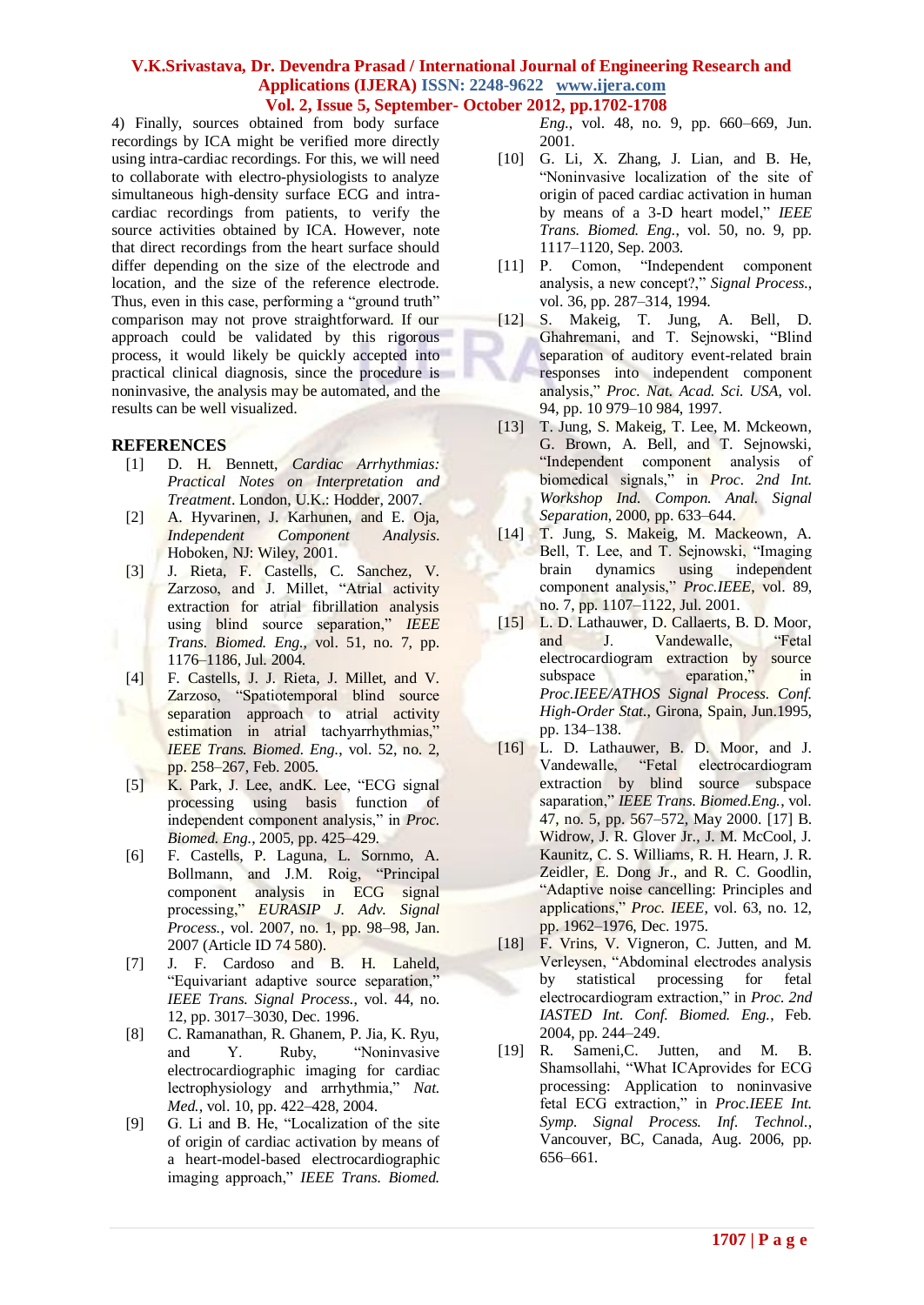4) Finally, sources obtained from body surface recordings by ICA might be verified more directly using intra-cardiac recordings. For this, we will need to collaborate with electro-physiologists to analyze simultaneous high-density surface ECG and intra-cardiac recordings from patients, to verify the source activities obtained by ICA. However, note that direct recordings from the heart surface should differ depending on the size of the electrode and location, and the size of the reference electrode. Thus, even in this case, performing a "ground truth" comparison may not prove straightforward. If our approach could be validated by this rigorous process, it would likely be quickly accepted into practical clinical diagnosis, since the procedure is noninvasive, the analysis may be automated, and the results can be well visualized.

## REFERENCES

[1] D. H. Bennett, *Cardiac Arrhythmias: Practical Notes on Interpretation and Treatment*. London, U.K.: Hodder, 2007.

[2] A. Hyvarinen, J. Karhunen, and E. Oja, *Independent Component Analysis*. Hoboken, NJ: Wiley, 2001.

[3] J. Rieta, F. Castells, C. Sanchez, V. Zarzoso, and J. Millet, "Atrial activity extraction for atrial fibrillation analysis using blind source separation," *IEEE Trans. Biomed. Eng.*, vol. 51, no. 7, pp. 1176–1186, Jul. 2004.

[4] F. Castells, J. J. Rieta, J. Millet, and V. Zarzoso, "Spatiotemporal blind source separation approach to atrial activity estimation in atrial tachyarrhythmias," *IEEE Trans. Biomed. Eng.*, vol. 52, no. 2, pp. 258–267, Feb. 2005.

[5] K. Park, J. Lee, andK. Lee, "ECG signal processing using basis function of independent component analysis," in *Proc. Biomed. Eng.*, 2005, pp. 425–429.

[6] F. Castells, P. Laguna, L. Sornmo, A. Bollmann, and J.M. Roig, "Principal component analysis in ECG signal processing," *EURASIP J. Adv. Signal Process.*, vol. 2007, no. 1, pp. 98–98, Jan. 2007 (Article ID 74 580).

[7] J. F. Cardoso and B. H. Laheld, "Equivariant adaptive source separation," *IEEE Trans. Signal Process.*, vol. 44, no. 12, pp. 3017–3030, Dec. 1996.

[8] C. Ramanathan, R. Ghanem, P. Jia, K. Ryu, and Y. Ruby, "Noninvasive electrocardiographic imaging for cardiac lectrophysiology and arrhythmia," *Nat. Med.*, vol. 10, pp. 422–428, 2004.

[9] G. Li and B. He, "Localization of the site of origin of cardiac activation by means of a heart-model-based electrocardiographic imaging approach," *IEEE Trans. Biomed. Eng.*, vol. 48, no. 9, pp. 660–669, Jun. 2001.

[10] G. Li, X. Zhang, J. Lian, and B. He, "Noninvasive localization of the site of origin of paced cardiac activation in human by means of a 3-D heart model," *IEEE Trans. Biomed. Eng.*, vol. 50, no. 9, pp. 1117–1120, Sep. 2003.

[11] P. Comon, "Independent component analysis, a new concept?," *Signal Process.*, vol. 36, pp. 287–314, 1994.

[12] S. Makeig, T. Jung, A. Bell, D. Ghahremani, and T. Sejnowski, "Blind separation of auditory event-related brain responses into independent component analysis," *Proc. Nat. Acad. Sci. USA*, vol. 94, pp. 10 979–10 984, 1997.

[13] T. Jung, S. Makeig, T. Lee, M. Mckeown, G. Brown, A. Bell, and T. Sejnowski, "Independent component analysis of biomedical signals," in *Proc. 2nd Int. Workshop Ind. Compon. Anal. Signal Separation*, 2000, pp. 633–644.

[14] T. Jung, S. Makeig, M. Mackeown, A. Bell, T. Lee, and T. Sejnowski, "Imaging brain dynamics using independent component analysis," *Proc.IEEE*, vol. 89, no. 7, pp. 1107–1122, Jul. 2001.

[15] L. D. Lathauwer, D. Callaerts, B. D. Moor, and J. Vandewalle, "Fetal electrocardiogram extraction by source subspace eparation," in *Proc.IEEE/ATHOS Signal Process. Conf. High-Order Stat.*, Girona, Spain, Jun.1995, pp. 134–138.

[16] L. D. Lathauwer, B. D. Moor, and J. Vandewalle, "Fetal electrocardiogram extraction by blind source subspace saparation," *IEEE Trans. Biomed.Eng.*, vol. 47, no. 5, pp. 567–572, May 2000. [17] B. Widrow, J. R. Glover Jr., J. M. McCool, J. Kaunitz, C. S. Williams, R. H. Hearn, J. R. Zeidler, E. Dong Jr., and R. C. Goodlin, "Adaptive noise cancelling: Principles and applications," *Proc. IEEE*, vol. 63, no. 12, pp. 1962–1976, Dec. 1975.

[18] F. Vrins, V. Vigneron, C. Jutten, and M. Verleysen, "Abdominal electrodes analysis by statistical processing for fetal electrocardiogram extraction," in *Proc. 2nd IASTED Int. Conf. Biomed. Eng.*, Feb. 2004, pp. 244–249.

[19] R. Sameni,C. Jutten, and M. B. Shamsollahi, "What ICAprovides for ECG processing: Application to noninvasive fetal ECG extraction," in *Proc.IEEE Int. Symp. Signal Process. Inf. Technol.*, Vancouver, BC, Canada, Aug. 2006, pp. 656–661.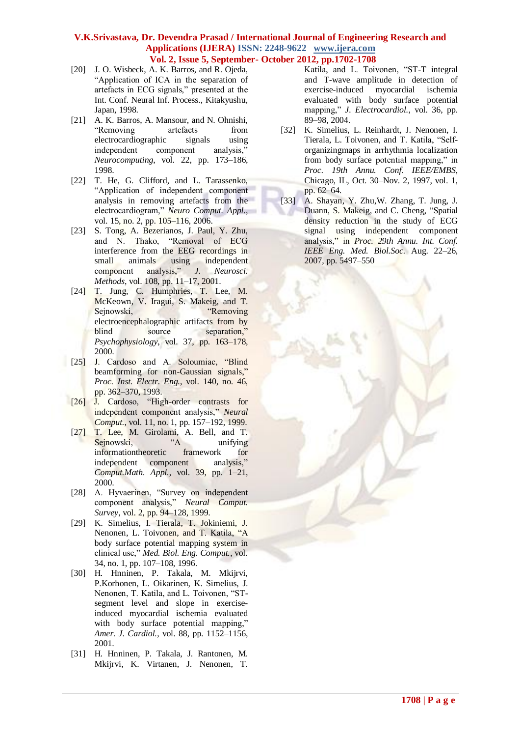[20] J. O. Wisbeck, A. K. Barros, and R. Ojeda, "Application of ICA in the separation of artefacts in ECG signals," presented at the Int. Conf. Neural Inf. Process., Kitakyushu, Japan, 1998.

[21] A. K. Barros, A. Mansour, and N. Ohnishi, "Removing artefacts from electrocardiographic signals using independent component analysis," *Neurocomputing*, vol. 22, pp. 173–186, 1998.

[22] T. He, G. Clifford, and L. Tarassenko, "Application of independent component analysis in removing artefacts from the electrocardiogram," *Neuro Comput. Appl.*, vol. 15, no. 2, pp. 105–116, 2006.

[23] S. Tong, A. Bezerianos, J. Paul, Y. Zhu, and N. Thako, "Removal of ECG interference from the EEG recordings in small animals using independent component analysis," *J. Neurosci. Methods*, vol. 108, pp. 11–17, 2001.

[24] T. Jung, C. Humphries, T. Lee, M. McKeown, V. Iragui, S. Makeig, and T. Sejnowski, "Removing electroencephalographic artifacts from by blind source separation," *Psychophysiology*, vol. 37, pp. 163–178, 2000.

[25] J. Cardoso and A. Soloumiac, "Blind beamforming for non-Gaussian signals," *Proc. Inst. Electr. Eng.*, vol. 140, no. 46, pp. 362–370, 1993.

[26] J. Cardoso, "High-order contrasts for independent component analysis," *Neural Comput.*, vol. 11, no. 1, pp. 157–192, 1999.

[27] T. Lee, M. Girolami, A. Bell, and T. Sejnowski, "A unifying informationtheoretic framework for independent component analysis," *Comput.Math. Appl.*, vol. 39, pp. 1–21, 2000.

[28] A. Hyvaerinen, "Survey on independent component analysis," *Neural Comput. Survey*, vol. 2, pp. 94–128, 1999.

[29] K. Simelius, I. Tierala, T. Jokiniemi, J. Nenonen, L. Toivonen, and T. Katila, "A body surface potential mapping system in clinical use," *Med. Biol. Eng. Comput.*, vol. 34, no. 1, pp. 107–108, 1996.

[30] H. Hnninen, P. Takala, M. Mkijrvi, P.Korhonen, L. Oikarinen, K. Simelius, J. Nenonen, T. Katila, and L. Toivonen, "ST-segment level and slope in exercise-induced myocardial ischemia evaluated with body surface potential mapping," *Amer. J. Cardiol.*, vol. 88, pp. 1152–1156, 2001.

[31] H. Hnninen, P. Takala, J. Rantonen, M. Mkijrvi, K. Virtanen, J. Nenonen, T. Katila, and L. Toivonen, "ST-T integral and T-wave amplitude in detection of exercise-induced myocardial ischemia evaluated with body surface potential mapping," *J. Electrocardiol.*, vol. 36, pp. 89–98, 2004.

[32] K. Simelius, L. Reinhardt, J. Nenonen, I. Tierala, L. Toivonen, and T. Katila, "Self-organizingmaps in arrhythmia localization from body surface potential mapping," in *Proc. 19th Annu. Conf. IEEE/EMBS*, Chicago, IL, Oct. 30–Nov. 2, 1997, vol. 1, pp. 62–64.

[33] A. Shayan, Y. Zhu,W. Zhang, T. Jung, J. Duann, S. Makeig, and C. Cheng, "Spatial density reduction in the study of ECG signal using independent component analysis," in *Proc. 29th Annu. Int. Conf. IEEE Eng. Med. Biol.Soc.* Aug. 22–26, 2007, pp. 5497–550